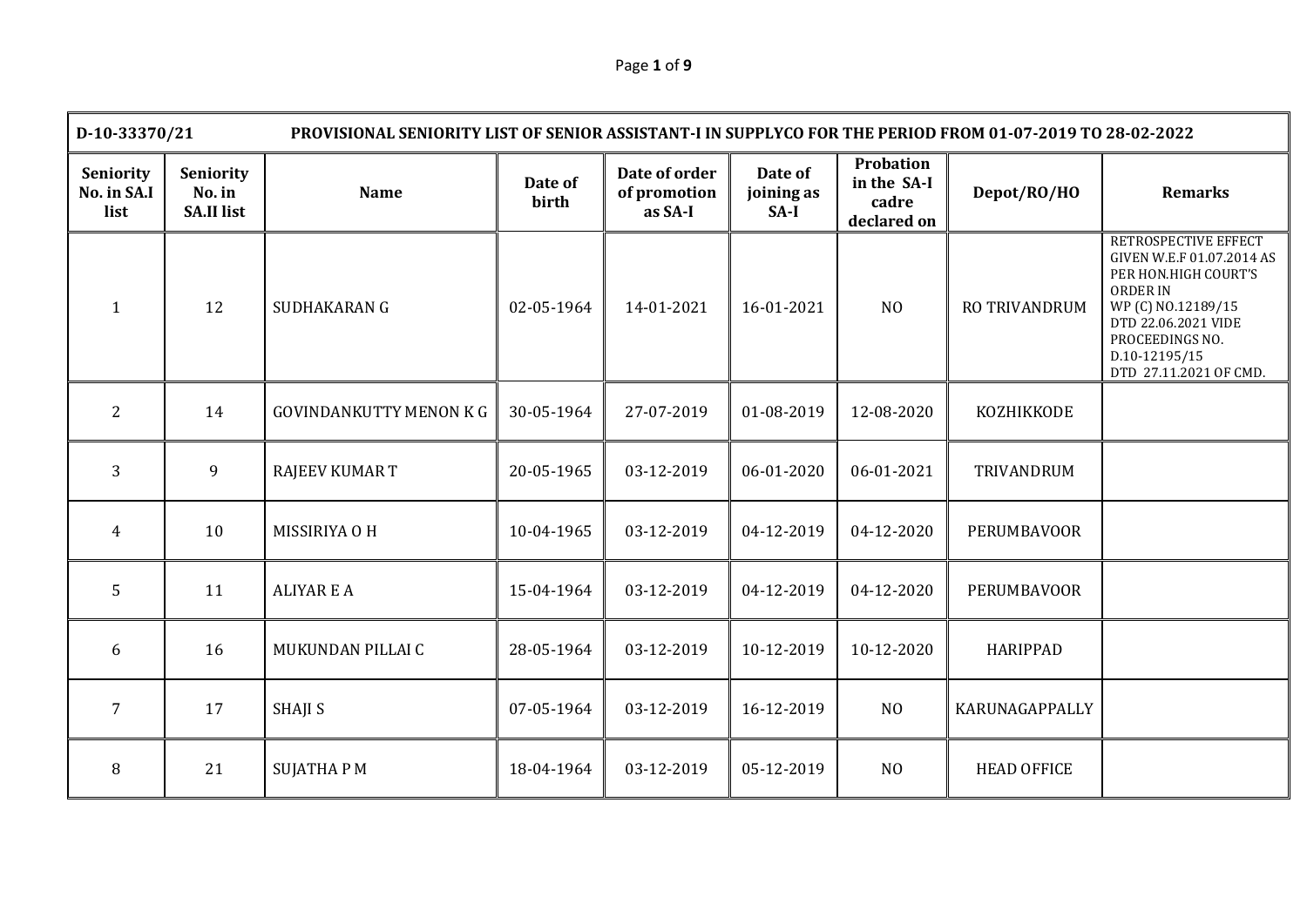D-10-33370/21

**PROVISIONAL SENIORITY LIST OF SENIOR ASSISTANT-I IN SUPPLYCO FOR THE PERIOD FROM 01-07-2019 TO 28-02-2022**

| Seniority No. in SA.I list | Seniority No. in SA.II list | Name | Date of birth | Date of order of promotion as SA-I | Date of joining as SA-I | Probation in the SA-I cadre declared on | Depot/RO/HO | Remarks |
|---|---|---|---|---|---|---|---|---|
| 1 | 12 | SUDHAKARAN G | 02-05-1964 | 14-01-2021 | 16-01-2021 | NO | RO TRIVANDRUM | RETROSPECTIVE EFFECT GIVEN W.E.F 01.07.2014 AS PER HON.HIGH COURT'S ORDER IN WP (C) NO.12189/15 DTD 22.06.2021 VIDE PROCEEDINGS NO. D.10-12195/15 DTD 27.11.2021 OF CMD. |
| 2 | 14 | GOVINDANKUTTY MENON K G | 30-05-1964 | 27-07-2019 | 01-08-2019 | 12-08-2020 | KOZHIKKODE | |
| 3 | 9 | RAJEEV KUMAR T | 20-05-1965 | 03-12-2019 | 06-01-2020 | 06-01-2021 | TRIVANDRUM | |
| 4 | 10 | MISSIRIYA O H | 10-04-1965 | 03-12-2019 | 04-12-2019 | 04-12-2020 | PERUMBAVOOR | |
| 5 | 11 | ALIYAR E A | 15-04-1964 | 03-12-2019 | 04-12-2019 | 04-12-2020 | PERUMBAVOOR | |
| 6 | 16 | MUKUNDAN PILLAI C | 28-05-1964 | 03-12-2019 | 10-12-2019 | 10-12-2020 | HARIPPAD | |
| 7 | 17 | SHAJI S | 07-05-1964 | 03-12-2019 | 16-12-2019 | NO | KARUNAGAPPALLY | |
| 8 | 21 | SUJATHA P M | 18-04-1964 | 03-12-2019 | 05-12-2019 | NO | HEAD OFFICE | |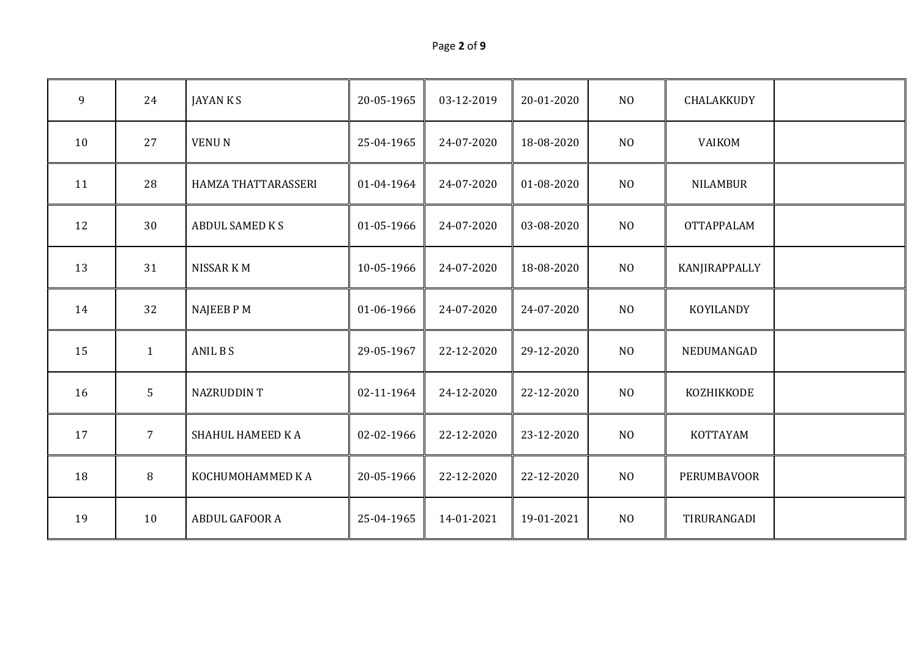| | | | | | | | | |
|---|---|---|---|---|---|---|---|---|
| 9 | 24 | JAYAN K S | 20-05-1965 | 03-12-2019 | 20-01-2020 | NO | CHALAKKUDY | |
| 10 | 27 | VENU N | 25-04-1965 | 24-07-2020 | 18-08-2020 | NO | VAIKOM | |
| 11 | 28 | HAMZA THATTARASSERI | 01-04-1964 | 24-07-2020 | 01-08-2020 | NO | NILAMBUR | |
| 12 | 30 | ABDUL SAMED K S | 01-05-1966 | 24-07-2020 | 03-08-2020 | NO | OTTAPPALAM | |
| 13 | 31 | NISSAR K M | 10-05-1966 | 24-07-2020 | 18-08-2020 | NO | KANJIRAPPALLY | |
| 14 | 32 | NAJEEB P M | 01-06-1966 | 24-07-2020 | 24-07-2020 | NO | KOYILANDY | |
| 15 | 1 | ANIL B S | 29-05-1967 | 22-12-2020 | 29-12-2020 | NO | NEDUMANGAD | |
| 16 | 5 | NAZRUDDIN T | 02-11-1964 | 24-12-2020 | 22-12-2020 | NO | KOZHIKKODE | |
| 17 | 7 | SHAHUL HAMEED K A | 02-02-1966 | 22-12-2020 | 23-12-2020 | NO | KOTTAYAM | |
| 18 | 8 | KOCHUMOHAMMED K A | 20-05-1966 | 22-12-2020 | 22-12-2020 | NO | PERUMBAVOOR | |
| 19 | 10 | ABDUL GAFOOR A | 25-04-1965 | 14-01-2021 | 19-01-2021 | NO | TIRURANGADI | |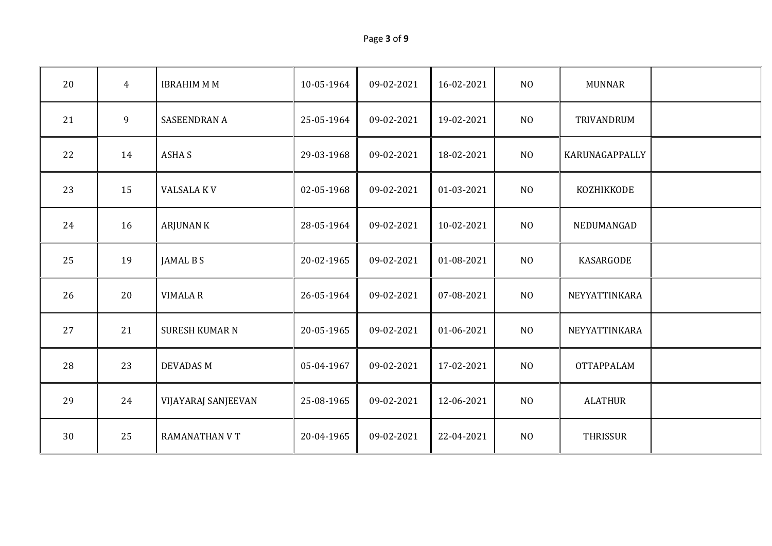|  |  |  |  |  |  |  |  |  |
|---|---|---|---|---|---|---|---|---|
| 20 | 4 | IBRAHIM M M | 10-05-1964 | 09-02-2021 | 16-02-2021 | NO | MUNNAR |  |
| 21 | 9 | SASEENDRAN A | 25-05-1964 | 09-02-2021 | 19-02-2021 | NO | TRIVANDRUM |  |
| 22 | 14 | ASHA S | 29-03-1968 | 09-02-2021 | 18-02-2021 | NO | KARUNAGAPPALLY |  |
| 23 | 15 | VALSALA K V | 02-05-1968 | 09-02-2021 | 01-03-2021 | NO | KOZHIKKODE |  |
| 24 | 16 | ARJUNAN K | 28-05-1964 | 09-02-2021 | 10-02-2021 | NO | NEDUMANGAD |  |
| 25 | 19 | JAMAL B S | 20-02-1965 | 09-02-2021 | 01-08-2021 | NO | KASARGODE |  |
| 26 | 20 | VIMALA R | 26-05-1964 | 09-02-2021 | 07-08-2021 | NO | NEYYATTINKARA |  |
| 27 | 21 | SURESH KUMAR N | 20-05-1965 | 09-02-2021 | 01-06-2021 | NO | NEYYATTINKARA |  |
| 28 | 23 | DEVADAS M | 05-04-1967 | 09-02-2021 | 17-02-2021 | NO | OTTAPPALAM |  |
| 29 | 24 | VIJAYARAJ SANJEEVAN | 25-08-1965 | 09-02-2021 | 12-06-2021 | NO | ALATHUR |  |
| 30 | 25 | RAMANATHAN V T | 20-04-1965 | 09-02-2021 | 22-04-2021 | NO | THRISSUR |  |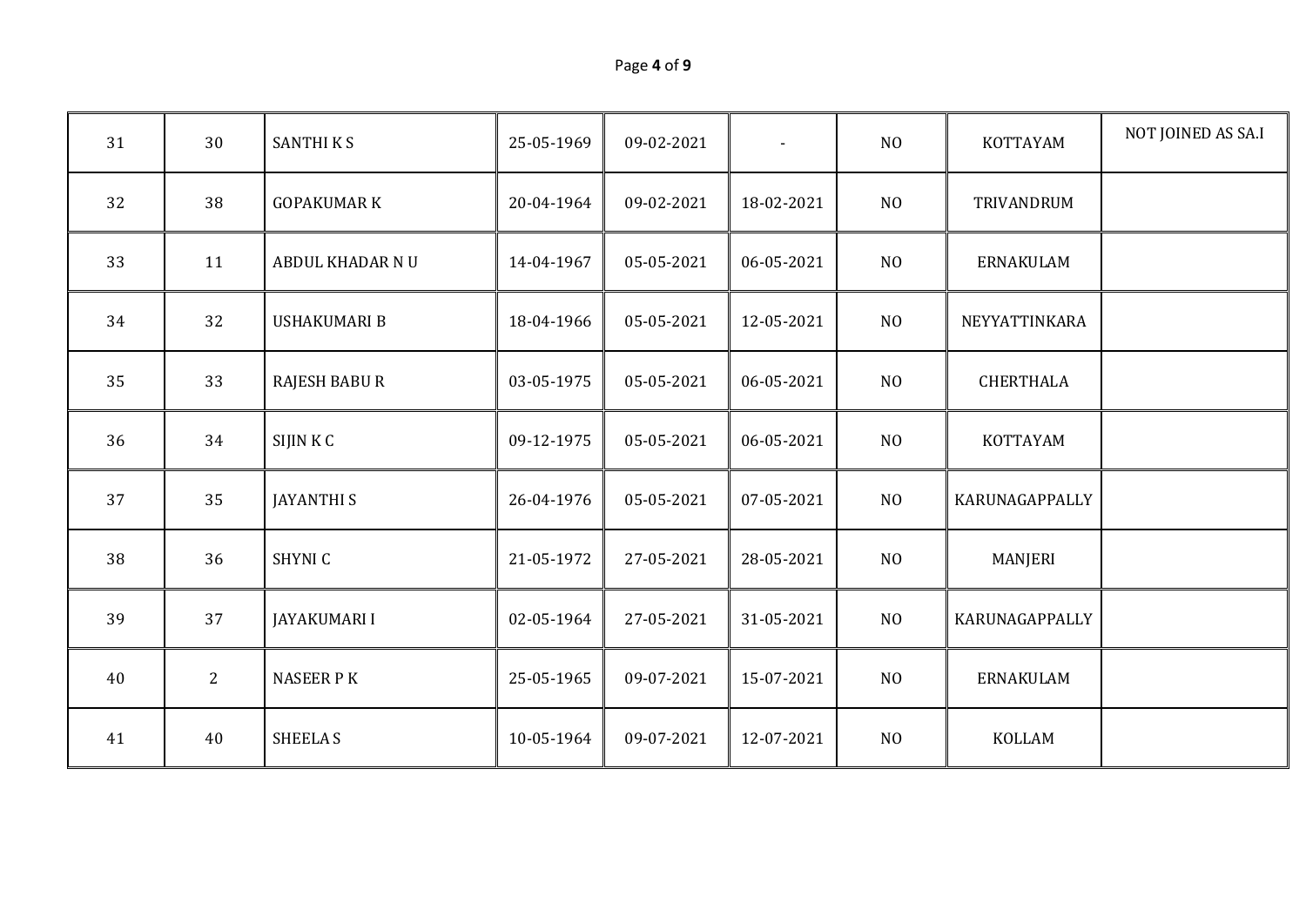| | | | | | | | | |
|---|---|---|---|---|---|---|---|---|
| 31 | 30 | SANTHI K S | 25-05-1969 | 09-02-2021 | - | NO | KOTTAYAM | NOT JOINED AS SA.I |
| 32 | 38 | GOPAKUMAR K | 20-04-1964 | 09-02-2021 | 18-02-2021 | NO | TRIVANDRUM | |
| 33 | 11 | ABDUL KHADAR N U | 14-04-1967 | 05-05-2021 | 06-05-2021 | NO | ERNAKULAM | |
| 34 | 32 | USHAKUMARI B | 18-04-1966 | 05-05-2021 | 12-05-2021 | NO | NEYYATTINKARA | |
| 35 | 33 | RAJESH BABU R | 03-05-1975 | 05-05-2021 | 06-05-2021 | NO | CHERTHALA | |
| 36 | 34 | SIJIN K C | 09-12-1975 | 05-05-2021 | 06-05-2021 | NO | KOTTAYAM | |
| 37 | 35 | JAYANTHI S | 26-04-1976 | 05-05-2021 | 07-05-2021 | NO | KARUNAGAPPALLY | |
| 38 | 36 | SHYNI C | 21-05-1972 | 27-05-2021 | 28-05-2021 | NO | MANJERI | |
| 39 | 37 | JAYAKUMARI I | 02-05-1964 | 27-05-2021 | 31-05-2021 | NO | KARUNAGAPPALLY | |
| 40 | 2 | NASEER P K | 25-05-1965 | 09-07-2021 | 15-07-2021 | NO | ERNAKULAM | |
| 41 | 40 | SHEELA S | 10-05-1964 | 09-07-2021 | 12-07-2021 | NO | KOLLAM | |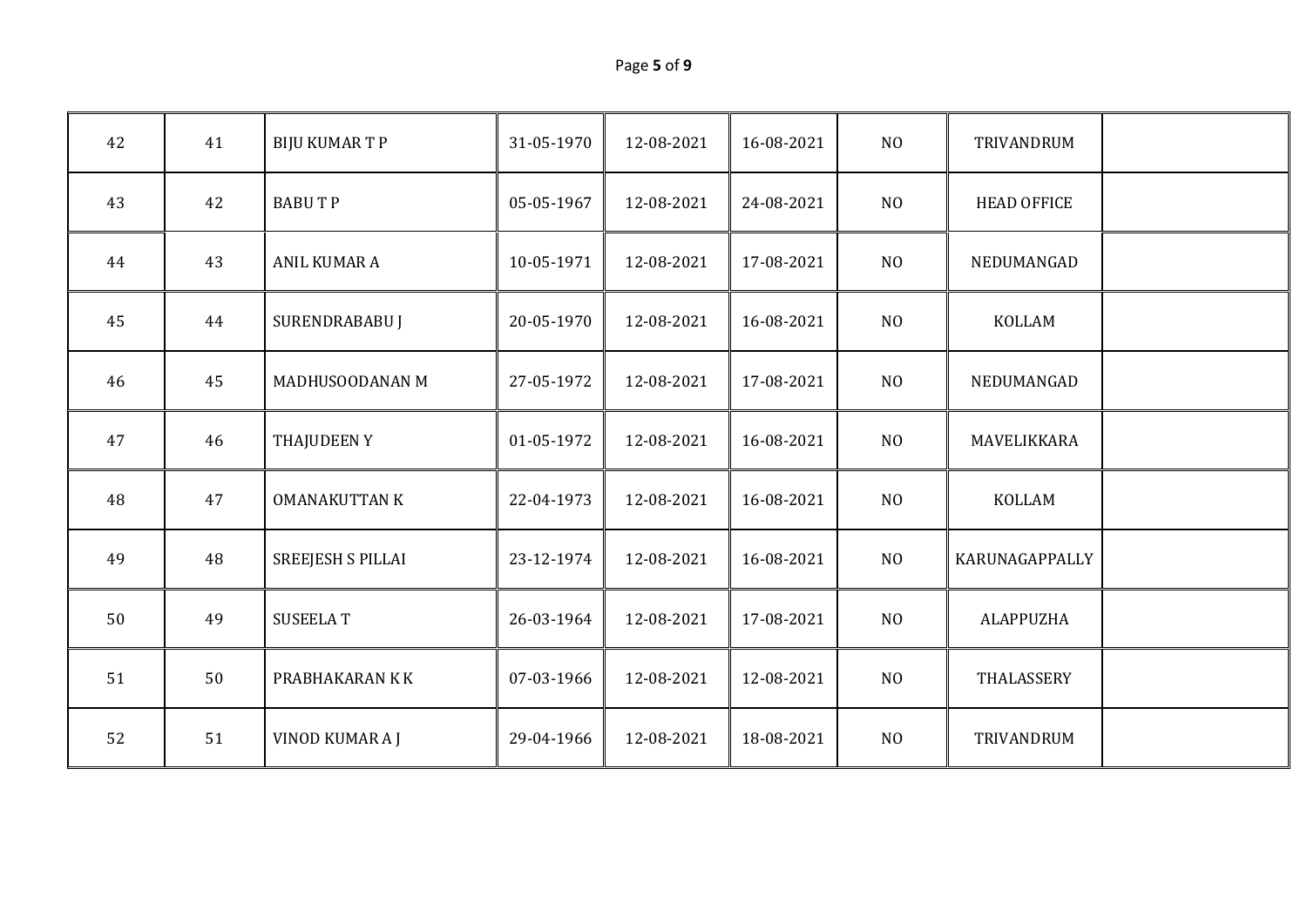| | | | | | | | | |
|---|---|---|---|---|---|---|---|---|
| 42 | 41 | BIJU KUMAR T P | 31-05-1970 | 12-08-2021 | 16-08-2021 | NO | TRIVANDRUM | |
| 43 | 42 | BABU T P | 05-05-1967 | 12-08-2021 | 24-08-2021 | NO | HEAD OFFICE | |
| 44 | 43 | ANIL KUMAR A | 10-05-1971 | 12-08-2021 | 17-08-2021 | NO | NEDUMANGAD | |
| 45 | 44 | SURENDRABABU J | 20-05-1970 | 12-08-2021 | 16-08-2021 | NO | KOLLAM | |
| 46 | 45 | MADHUSOODANAN M | 27-05-1972 | 12-08-2021 | 17-08-2021 | NO | NEDUMANGAD | |
| 47 | 46 | THAJUDEEN Y | 01-05-1972 | 12-08-2021 | 16-08-2021 | NO | MAVELIKKARA | |
| 48 | 47 | OMANAKUTTAN K | 22-04-1973 | 12-08-2021 | 16-08-2021 | NO | KOLLAM | |
| 49 | 48 | SREEJESH S PILLAI | 23-12-1974 | 12-08-2021 | 16-08-2021 | NO | KARUNAGAPPALLY | |
| 50 | 49 | SUSEELA T | 26-03-1964 | 12-08-2021 | 17-08-2021 | NO | ALAPPUZHA | |
| 51 | 50 | PRABHAKARAN K K | 07-03-1966 | 12-08-2021 | 12-08-2021 | NO | THALASSERY | |
| 52 | 51 | VINOD KUMAR A J | 29-04-1966 | 12-08-2021 | 18-08-2021 | NO | TRIVANDRUM | |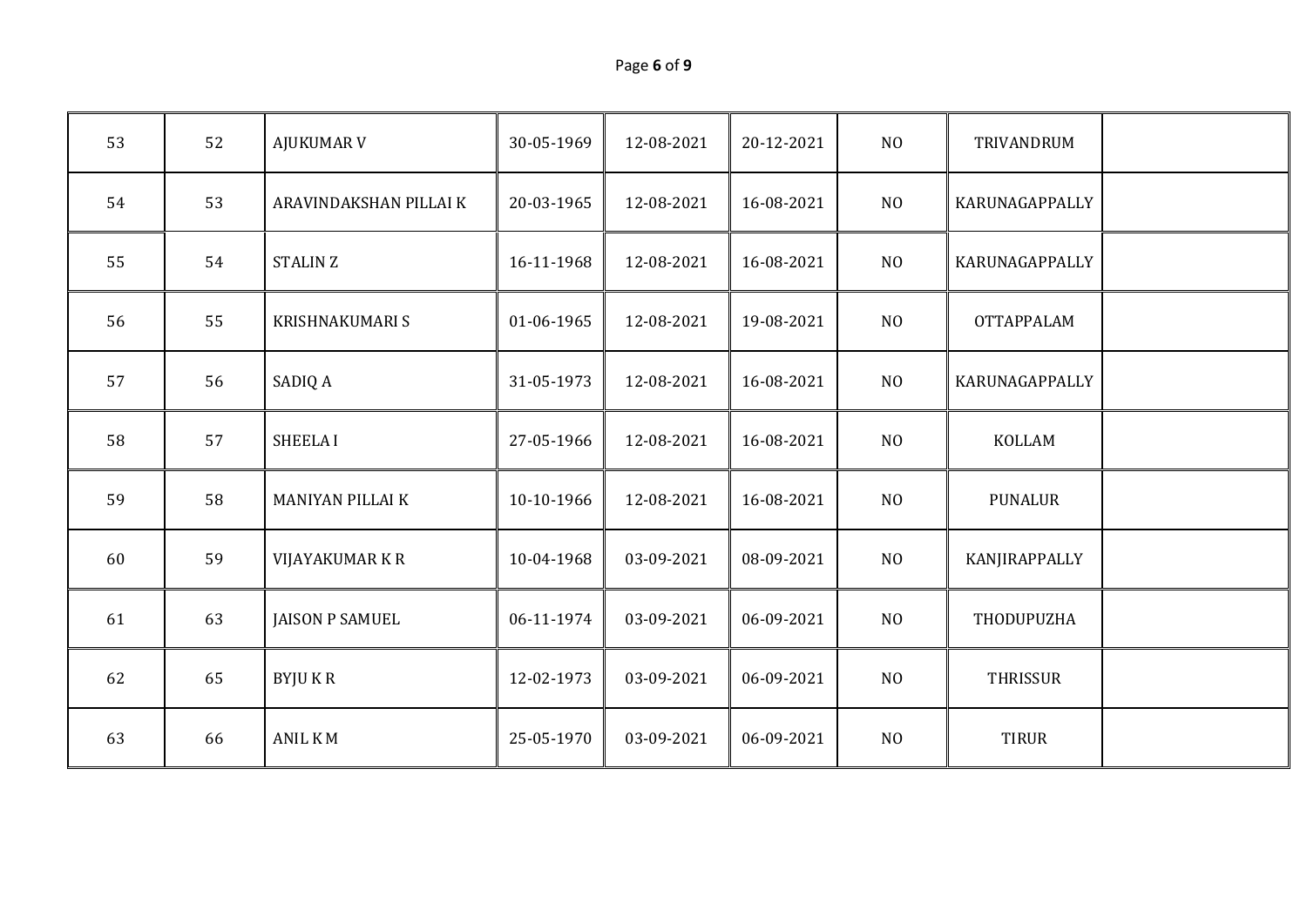| | | | | | | | | |
|---|---|---|---|---|---|---|---|---|
| 53 | 52 | AJUKUMAR V | 30-05-1969 | 12-08-2021 | 20-12-2021 | NO | TRIVANDRUM | |
| 54 | 53 | ARAVINDAKSHAN PILLAI K | 20-03-1965 | 12-08-2021 | 16-08-2021 | NO | KARUNAGAPPALLY | |
| 55 | 54 | STALIN Z | 16-11-1968 | 12-08-2021 | 16-08-2021 | NO | KARUNAGAPPALLY | |
| 56 | 55 | KRISHNAKUMARI S | 01-06-1965 | 12-08-2021 | 19-08-2021 | NO | OTTAPPALAM | |
| 57 | 56 | SADIQ A | 31-05-1973 | 12-08-2021 | 16-08-2021 | NO | KARUNAGAPPALLY | |
| 58 | 57 | SHEELA I | 27-05-1966 | 12-08-2021 | 16-08-2021 | NO | KOLLAM | |
| 59 | 58 | MANIYAN PILLAI K | 10-10-1966 | 12-08-2021 | 16-08-2021 | NO | PUNALUR | |
| 60 | 59 | VIJAYAKUMAR K R | 10-04-1968 | 03-09-2021 | 08-09-2021 | NO | KANJIRAPPALLY | |
| 61 | 63 | JAISON P SAMUEL | 06-11-1974 | 03-09-2021 | 06-09-2021 | NO | THODUPUZHA | |
| 62 | 65 | BYJU K R | 12-02-1973 | 03-09-2021 | 06-09-2021 | NO | THRISSUR | |
| 63 | 66 | ANIL K M | 25-05-1970 | 03-09-2021 | 06-09-2021 | NO | TIRUR | |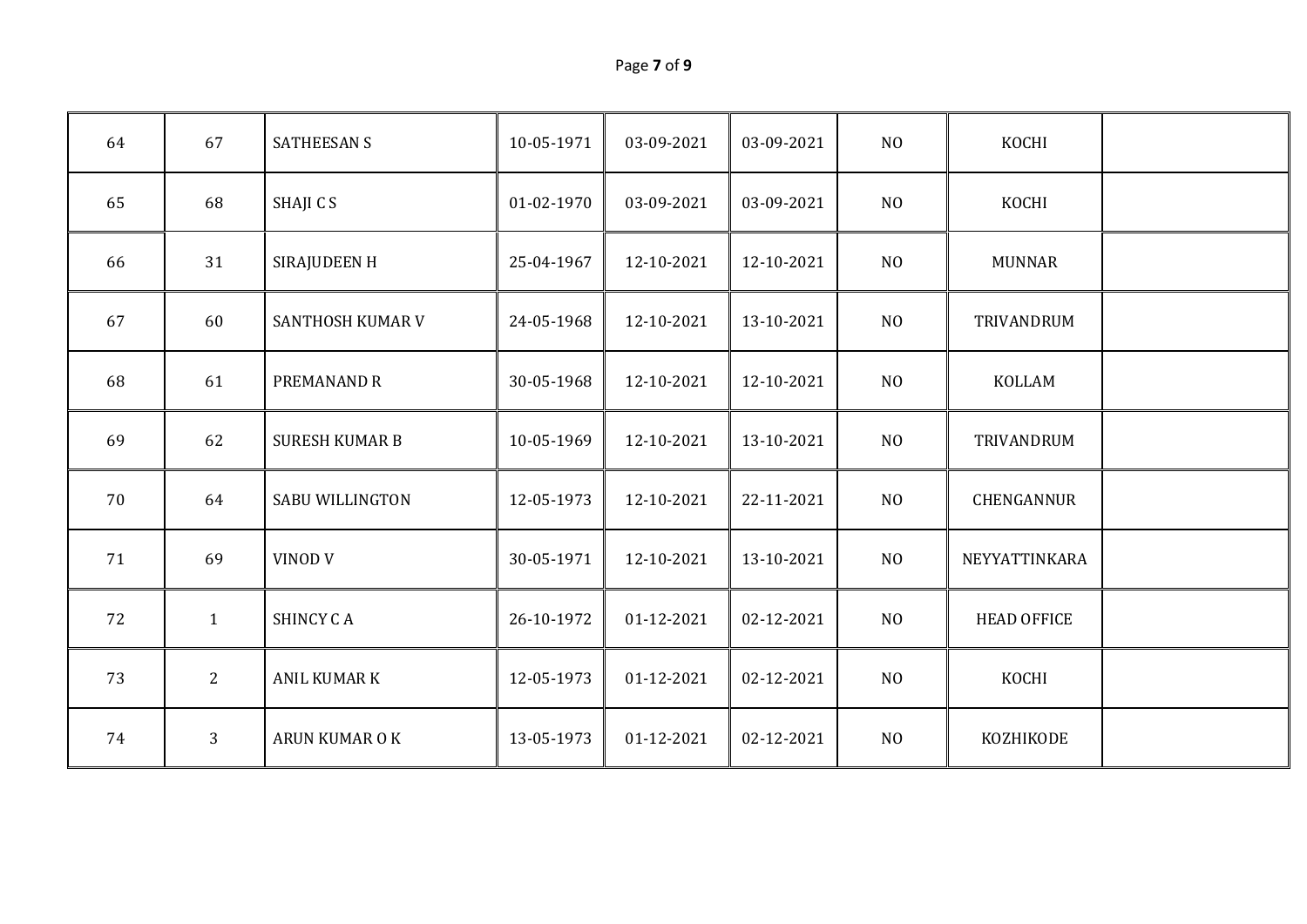| | | | | | | | | |
|---|---|---|---|---|---|---|---|---|
| 64 | 67 | SATHEESAN S | 10-05-1971 | 03-09-2021 | 03-09-2021 | NO | KOCHI | |
| 65 | 68 | SHAJI C S | 01-02-1970 | 03-09-2021 | 03-09-2021 | NO | KOCHI | |
| 66 | 31 | SIRAJUDEEN H | 25-04-1967 | 12-10-2021 | 12-10-2021 | NO | MUNNAR | |
| 67 | 60 | SANTHOSH KUMAR V | 24-05-1968 | 12-10-2021 | 13-10-2021 | NO | TRIVANDRUM | |
| 68 | 61 | PREMANAND R | 30-05-1968 | 12-10-2021 | 12-10-2021 | NO | KOLLAM | |
| 69 | 62 | SURESH KUMAR B | 10-05-1969 | 12-10-2021 | 13-10-2021 | NO | TRIVANDRUM | |
| 70 | 64 | SABU WILLINGTON | 12-05-1973 | 12-10-2021 | 22-11-2021 | NO | CHENGANNUR | |
| 71 | 69 | VINOD V | 30-05-1971 | 12-10-2021 | 13-10-2021 | NO | NEYYATTINKARA | |
| 72 | 1 | SHINCY C A | 26-10-1972 | 01-12-2021 | 02-12-2021 | NO | HEAD OFFICE | |
| 73 | 2 | ANIL KUMAR K | 12-05-1973 | 01-12-2021 | 02-12-2021 | NO | KOCHI | |
| 74 | 3 | ARUN KUMAR O K | 13-05-1973 | 01-12-2021 | 02-12-2021 | NO | KOZHIKODE | |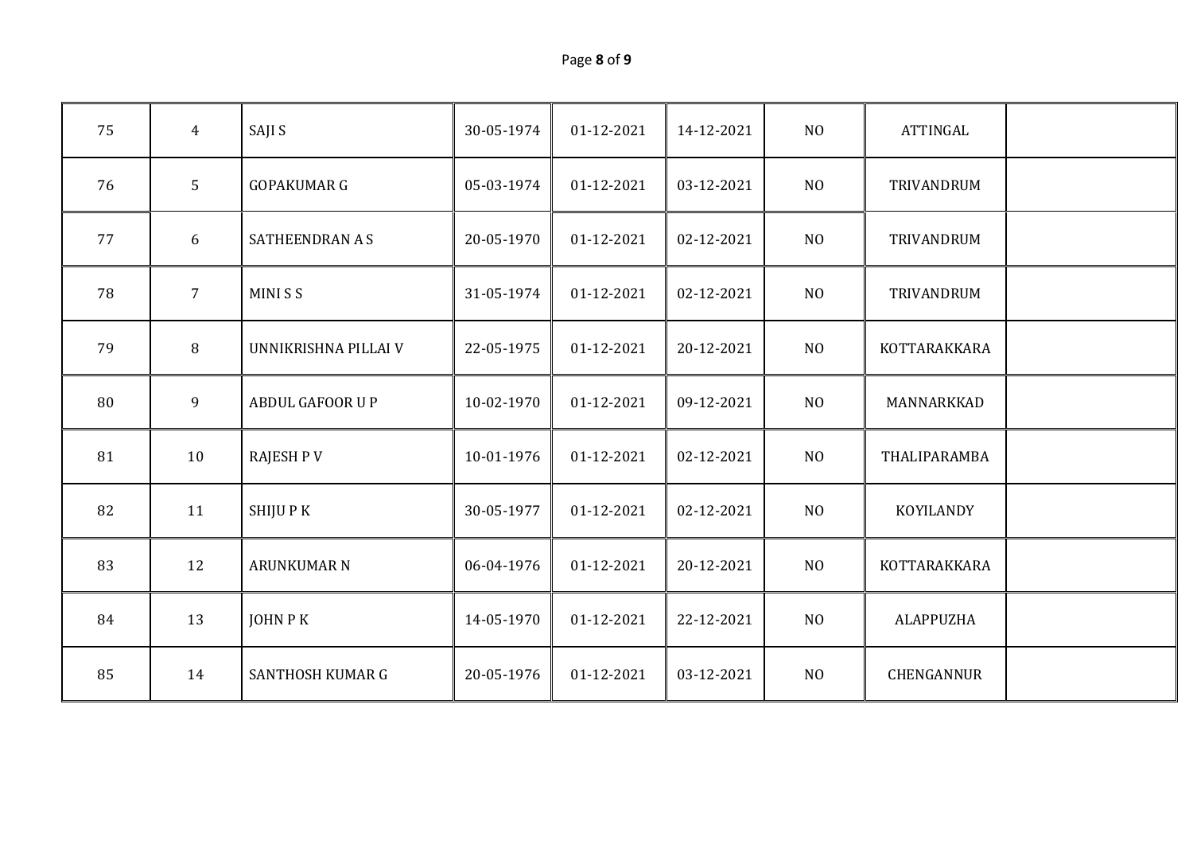| | | | | | | | | |
|---|---|---|---|---|---|---|---|---|
| 75 | 4 | SAJI S | 30-05-1974 | 01-12-2021 | 14-12-2021 | NO | ATTINGAL | |
| 76 | 5 | GOPAKUMAR G | 05-03-1974 | 01-12-2021 | 03-12-2021 | NO | TRIVANDRUM | |
| 77 | 6 | SATHEENDRAN A S | 20-05-1970 | 01-12-2021 | 02-12-2021 | NO | TRIVANDRUM | |
| 78 | 7 | MINI S S | 31-05-1974 | 01-12-2021 | 02-12-2021 | NO | TRIVANDRUM | |
| 79 | 8 | UNNIKRISHNA PILLAI V | 22-05-1975 | 01-12-2021 | 20-12-2021 | NO | KOTTARAKKARA | |
| 80 | 9 | ABDUL GAFOOR U P | 10-02-1970 | 01-12-2021 | 09-12-2021 | NO | MANNARKKAD | |
| 81 | 10 | RAJESH P V | 10-01-1976 | 01-12-2021 | 02-12-2021 | NO | THALIPARAMBA | |
| 82 | 11 | SHIJU P K | 30-05-1977 | 01-12-2021 | 02-12-2021 | NO | KOYILANDY | |
| 83 | 12 | ARUNKUMAR N | 06-04-1976 | 01-12-2021 | 20-12-2021 | NO | KOTTARAKKARA | |
| 84 | 13 | JOHN P K | 14-05-1970 | 01-12-2021 | 22-12-2021 | NO | ALAPPUZHA | |
| 85 | 14 | SANTHOSH KUMAR G | 20-05-1976 | 01-12-2021 | 03-12-2021 | NO | CHENGANNUR | |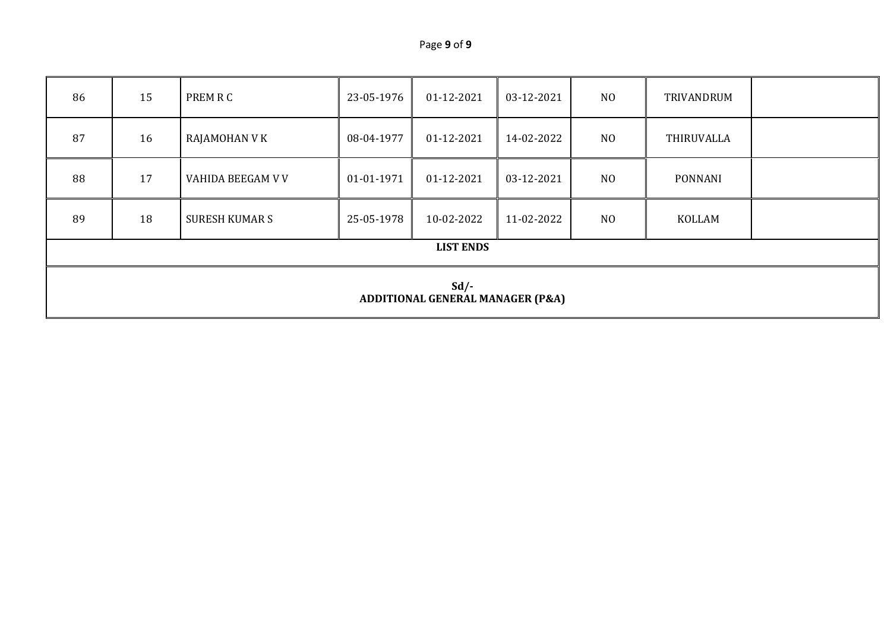| | | | | | | | | |
|---|---|---|---|---|---|---|---|---|
| 86 | 15 | PREM R C | 23-05-1976 | 01-12-2021 | 03-12-2021 | NO | TRIVANDRUM | |
| 87 | 16 | RAJAMOHAN V K | 08-04-1977 | 01-12-2021 | 14-02-2022 | NO | THIRUVALLA | |
| 88 | 17 | VAHIDA BEEGAM V V | 01-01-1971 | 01-12-2021 | 03-12-2021 | NO | PONNANI | |
| 89 | 18 | SURESH KUMAR S | 25-05-1978 | 10-02-2022 | 11-02-2022 | NO | KOLLAM | |

**LIST ENDS**

**Sd/-**
**ADDITIONAL GENERAL MANAGER (P&A)**